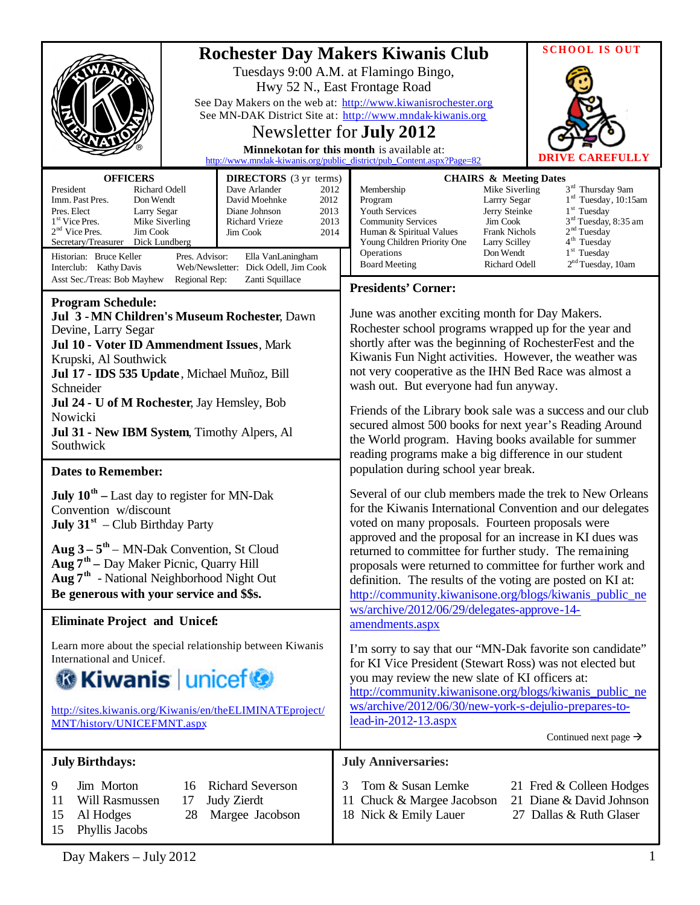# Rochester Day Makers Kiwanis Club

Tuesdays 9:00 A.M. at Flamingo Bingo,
Hwy 52 N., East Frontage Road

See Day Makers on the web at: http://www.kiwanisrochester.org
See MN-DAK District Site at: http://www.mndak-kiwanis.org

## Newsletter for July 2012

**Minnekotan for this month** is available at:
http://www.mndak-kiwanis.org/public_district/pub_Content.aspx?Page=82

**SCHOOL IS OUT**
**DRIVE CAREFULLY**

### OFFICERS

| Office | Name |
|---|---|
| President | Richard Odell |
| Imm. Past Pres. | Don Wendt |
| Pres. Elect | Larry Segar |
| 1st Vice Pres. | Mike Siverling |
| 2nd Vice Pres. | Jim Cook |
| Secretary/Treasurer | Dick Lundberg |

### DIRECTORS (3 yr terms)

| Name | Term |
|---|---|
| Dave Arlander | 2012 |
| David Moehnke | 2012 |
| Diane Johnson | 2013 |
| Richard Vrieze | 2013 |
| Jim Cook | 2014 |

Historian: Bruce Keller
Interclub: Kathy Davis
Asst Sec./Treas: Bob Mayhew
Pres. Advisor: Ella VanLaningham
Web/Newsletter: Dick Odell, Jim Cook
Regional Rep: Zanti Squillace

### CHAIRS & Meeting Dates

| Chair | Name | Meeting Date |
|---|---|---|
| Membership | Mike Siverling | 3rd Thursday 9am |
| Program | Larrry Segar | 1st Tuesday, 10:15am |
| Youth Services | Jerry Steinke | 1st Tuesday |
| Community Services | Jim Cook | 3rd Tuesday, 8:35 am |
| Human & Spiritual Values | Frank Nichols | 2nd Tuesday |
| Young Children Priority One | Larry Scilley | 4th Tuesday |
| Operations | Don Wendt | 1st Tuesday |
| Board Meeting | Richard Odell | 2nd Tuesday, 10am |

## Program Schedule:

**Jul 3 - MN Children's Museum Rochester**, Dawn Devine, Larry Segar
**Jul 10 - Voter ID Ammendment Issues**, Mark Krupski, Al Southwick
**Jul 17 - IDS 535 Update**, Michael Muñoz, Bill Schneider
**Jul 24 - U of M Rochester**, Jay Hemsley, Bob Nowicki
**Jul 31 - New IBM System**, Timothy Alpers, Al Southwick

## Dates to Remember:

**July 10th** – Last day to register for MN-Dak Convention w/discount
**July 31st** – Club Birthday Party

**Aug 3 – 5th** – MN-Dak Convention, St Cloud
**Aug 7th** – Day Maker Picnic, Quarry Hill
**Aug 7th** - National Neighborhood Night Out
**Be generous with your service and $$s.**

## Eliminate Project and Unicef:

Learn more about the special relationship between Kiwanis International and Unicef.

Kiwanis | unicef

http://sites.kiwanis.org/Kiwanis/en/theELIMINATEproject/MNT/history/UNICEFMNT.aspx

## Presidents' Corner:

June was another exciting month for Day Makers. Rochester school programs wrapped up for the year and shortly after was the beginning of RochesterFest and the Kiwanis Fun Night activities. However, the weather was not very cooperative as the IHN Bed Race was almost a wash out. But everyone had fun anyway.

Friends of the Library book sale was a success and our club secured almost 500 books for next year's Reading Around the World program. Having books available for summer reading programs make a big difference in our student population during school year break.

Several of our club members made the trek to New Orleans for the Kiwanis International Convention and our delegates voted on many proposals. Fourteen proposals were approved and the proposal for an increase in KI dues was returned to committee for further study. The remaining proposals were returned to committee for further work and definition. The results of the voting are posted on KI at: http://community.kiwanisone.org/blogs/kiwanis_public_news/archive/2012/06/29/delegates-approve-14-amendments.aspx

I'm sorry to say that our "MN-Dak favorite son candidate" for KI Vice President (Stewart Ross) was not elected but you may review the new slate of KI officers at: http://community.kiwanisone.org/blogs/kiwanis_public_news/archive/2012/06/30/new-york-s-dejulio-prepares-to-lead-in-2012-13.aspx

Continued next page →

## July Birthdays:

| Day | Name |
|---|---|
| 9 | Jim Morton |
| 11 | Will Rasmussen |
| 15 | Al Hodges |
| 15 | Phyllis Jacobs |
| 16 | Richard Severson |
| 17 | Judy Zierdt |
| 28 | Margee Jacobson |

## July Anniversaries:

| Day | Names |
|---|---|
| 3 | Tom & Susan Lemke |
| 11 | Chuck & Margee Jacobson |
| 18 | Nick & Emily Lauer |
| 21 | Fred & Colleen Hodges |
| 21 | Diane & David Johnson |
| 27 | Dallas & Ruth Glaser |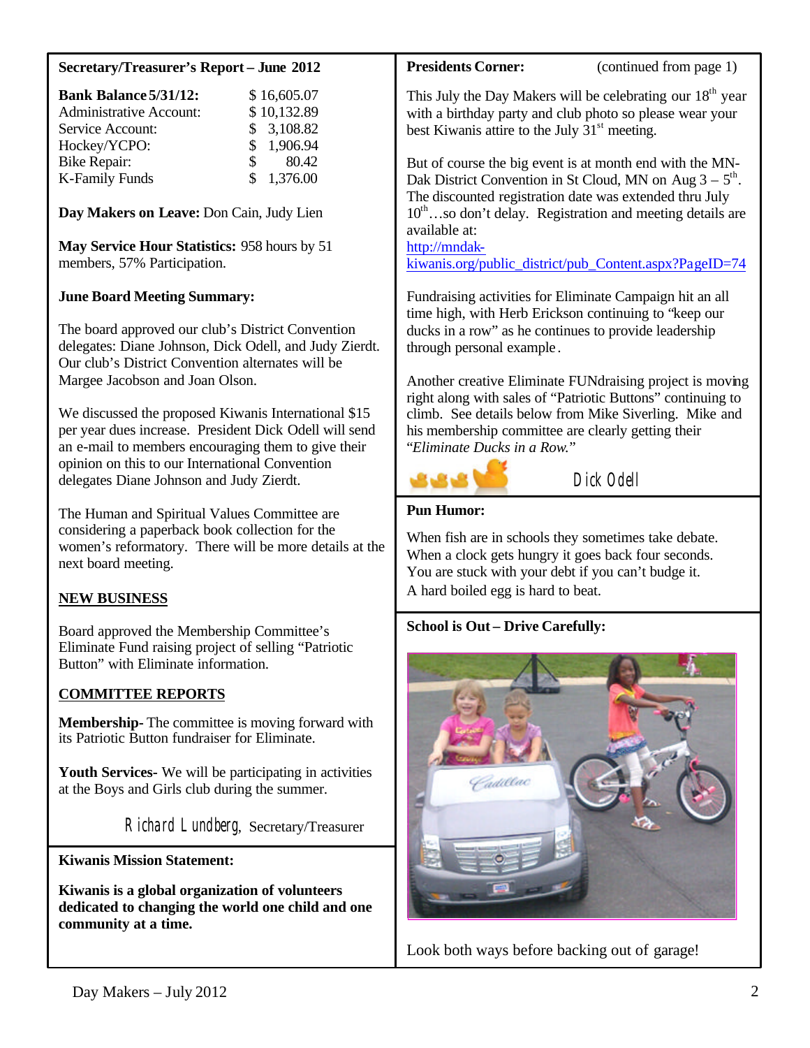## Secretary/Treasurer's Report – June 2012

| **Bank Balance 5/31/12:** | $ 16,605.07 |
|---|---|
| Administrative Account: | $ 10,132.89 |
| Service Account: | $ 3,108.82 |
| Hockey/YCPO: | $ 1,906.94 |
| Bike Repair: | $ 80.42 |
| K-Family Funds | $ 1,376.00 |

**Day Makers on Leave:** Don Cain, Judy Lien

**May Service Hour Statistics:** 958 hours by 51 members, 57% Participation.

**June Board Meeting Summary:**

The board approved our club's District Convention delegates: Diane Johnson, Dick Odell, and Judy Zierdt. Our club's District Convention alternates will be Margee Jacobson and Joan Olson.

We discussed the proposed Kiwanis International $15 per year dues increase. President Dick Odell will send an e-mail to members encouraging them to give their opinion on this to our International Convention delegates Diane Johnson and Judy Zierdt.

The Human and Spiritual Values Committee are considering a paperback book collection for the women's reformatory. There will be more details at the next board meeting.

**NEW BUSINESS**

Board approved the Membership Committee's Eliminate Fund raising project of selling "Patriotic Button" with Eliminate information.

**COMMITTEE REPORTS**

**Membership-** The committee is moving forward with its Patriotic Button fundraiser for Eliminate.

**Youth Services-** We will be participating in activities at the Boys and Girls club during the summer.

Richard Lundberg, Secretary/Treasurer

## Kiwanis Mission Statement:

**Kiwanis is a global organization of volunteers dedicated to changing the world one child and one community at a time.**

## Presidents Corner: (continued from page 1)

This July the Day Makers will be celebrating our 18th year with a birthday party and club photo so please wear your best Kiwanis attire to the July 31st meeting.

But of course the big event is at month end with the MN-Dak District Convention in St Cloud, MN on Aug 3 – 5th. The discounted registration date was extended thru July 10th…so don't delay. Registration and meeting details are available at: http://mndak-kiwanis.org/public_district/pub_Content.aspx?PageID=74

Fundraising activities for Eliminate Campaign hit an all time high, with Herb Erickson continuing to "keep our ducks in a row" as he continues to provide leadership through personal example.

Another creative Eliminate FUNdraising project is moving right along with sales of "Patriotic Buttons" continuing to climb. See details below from Mike Siverling. Mike and his membership committee are clearly getting their "*Eliminate Ducks in a Row.*"

Dick Odell

## Pun Humor:

When fish are in schools they sometimes take debate.
When a clock gets hungry it goes back four seconds.
You are stuck with your debt if you can't budge it.
A hard boiled egg is hard to beat.

## School is Out – Drive Carefully:

Look both ways before backing out of garage!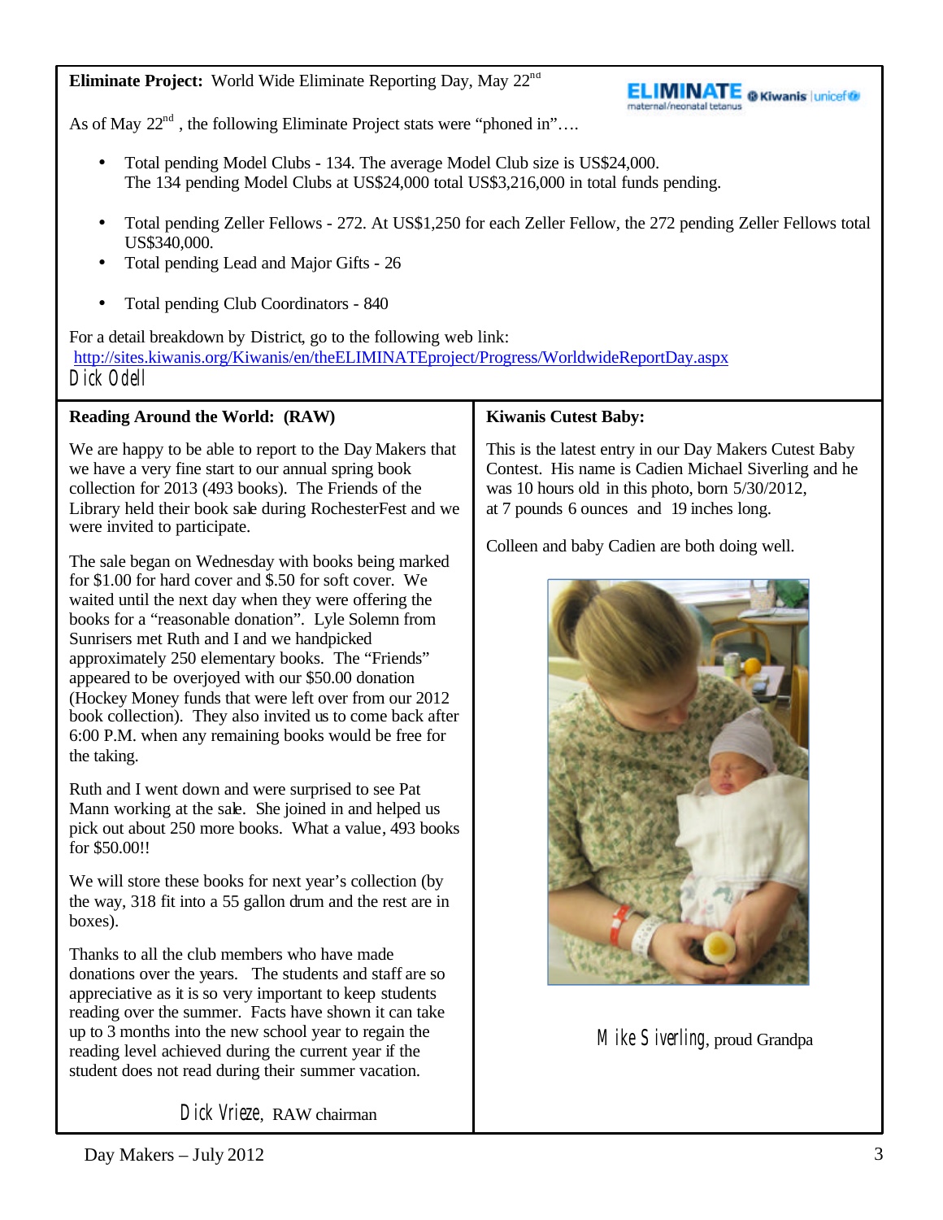**Eliminate Project:** World Wide Eliminate Reporting Day, May 22nd

As of May 22nd, the following Eliminate Project stats were "phoned in"….

- Total pending Model Clubs - 134. The average Model Club size is US$24,000. The 134 pending Model Clubs at US$24,000 total US$3,216,000 in total funds pending.
- Total pending Zeller Fellows - 272. At US$1,250 for each Zeller Fellow, the 272 pending Zeller Fellows total US$340,000.
- Total pending Lead and Major Gifts - 26
- Total pending Club Coordinators - 840

For a detail breakdown by District, go to the following web link: http://sites.kiwanis.org/Kiwanis/en/theELIMINATEproject/Progress/WorldwideReportDay.aspx

Dick Odell

**Reading Around the World: (RAW)**

We are happy to be able to report to the Day Makers that we have a very fine start to our annual spring book collection for 2013 (493 books). The Friends of the Library held their book sale during RochesterFest and we were invited to participate.

The sale began on Wednesday with books being marked for $1.00 for hard cover and $.50 for soft cover. We waited until the next day when they were offering the books for a "reasonable donation". Lyle Solemn from Sunrisers met Ruth and I and we handpicked approximately 250 elementary books. The "Friends" appeared to be overjoyed with our $50.00 donation (Hockey Money funds that were left over from our 2012 book collection). They also invited us to come back after 6:00 P.M. when any remaining books would be free for the taking.

Ruth and I went down and were surprised to see Pat Mann working at the sale. She joined in and helped us pick out about 250 more books. What a value, 493 books for $50.00!!

We will store these books for next year's collection (by the way, 318 fit into a 55 gallon drum and the rest are in boxes).

Thanks to all the club members who have made donations over the years. The students and staff are so appreciative as it is so very important to keep students reading over the summer. Facts have shown it can take up to 3 months into the new school year to regain the reading level achieved during the current year if the student does not read during their summer vacation.

Dick Vrieze, RAW chairman

**Kiwanis Cutest Baby:**

This is the latest entry in our Day Makers Cutest Baby Contest. His name is Cadien Michael Siverling and he was 10 hours old in this photo, born 5/30/2012, at 7 pounds 6 ounces and 19 inches long.

Colleen and baby Cadien are both doing well.

Mike Siverling, proud Grandpa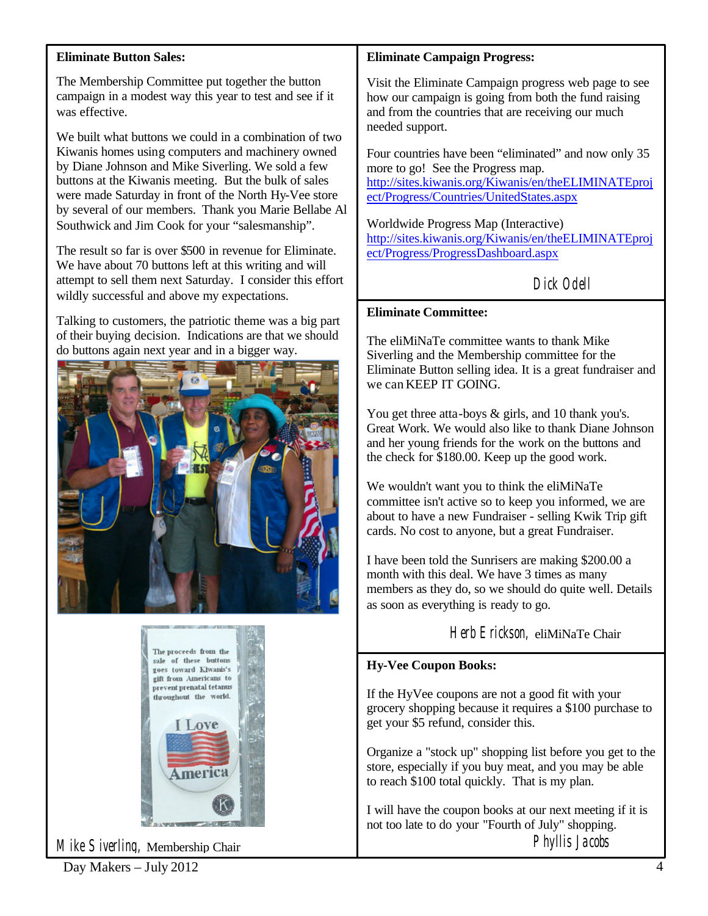**Eliminate Button Sales:**

The Membership Committee put together the button campaign in a modest way this year to test and see if it was effective.

We built what buttons we could in a combination of two Kiwanis homes using computers and machinery owned by Diane Johnson and Mike Siverling. We sold a few buttons at the Kiwanis meeting. But the bulk of sales were made Saturday in front of the North Hy-Vee store by several of our members. Thank you Marie Bellabe Al Southwick and Jim Cook for your "salesmanship".

The result so far is over $500 in revenue for Eliminate. We have about 70 buttons left at this writing and will attempt to sell them next Saturday. I consider this effort wildly successful and above my expectations.

Talking to customers, the patriotic theme was a big part of their buying decision. Indications are that we should do buttons again next year and in a bigger way.

The proceeds from the sale of these buttons goes toward Kiwanis's gift from Americans to prevent prenatal tetanus throughout the world.

I Love America

*Mike Siverling*, Membership Chair

**Eliminate Campaign Progress:**

Visit the Eliminate Campaign progress web page to see how our campaign is going from both the fund raising and from the countries that are receiving our much needed support.

Four countries have been "eliminated" and now only 35 more to go! See the Progress map.
http://sites.kiwanis.org/Kiwanis/en/theELIMINATEproject/Progress/Countries/UnitedStates.aspx

Worldwide Progress Map (Interactive)
http://sites.kiwanis.org/Kiwanis/en/theELIMINATEproject/Progress/ProgressDashboard.aspx

*Dick Odell*

**Eliminate Committee:**

The eliMiNaTe committee wants to thank Mike Siverling and the Membership committee for the Eliminate Button selling idea. It is a great fundraiser and we can KEEP IT GOING.

You get three atta-boys & girls, and 10 thank you's. Great Work. We would also like to thank Diane Johnson and her young friends for the work on the buttons and the check for $180.00. Keep up the good work.

We wouldn't want you to think the eliMiNaTe committee isn't active so to keep you informed, we are about to have a new Fundraiser - selling Kwik Trip gift cards. No cost to anyone, but a great Fundraiser.

I have been told the Sunrisers are making $200.00 a month with this deal. We have 3 times as many members as they do, so we should do quite well. Details as soon as everything is ready to go.

*Herb Erickson*, eliMiNaTe Chair

**Hy-Vee Coupon Books:**

If the HyVee coupons are not a good fit with your grocery shopping because it requires a $100 purchase to get your $5 refund, consider this.

Organize a "stock up" shopping list before you get to the store, especially if you buy meat, and you may be able to reach $100 total quickly. That is my plan.

I will have the coupon books at our next meeting if it is not too late to do your "Fourth of July" shopping.

*Phyllis Jacobs*